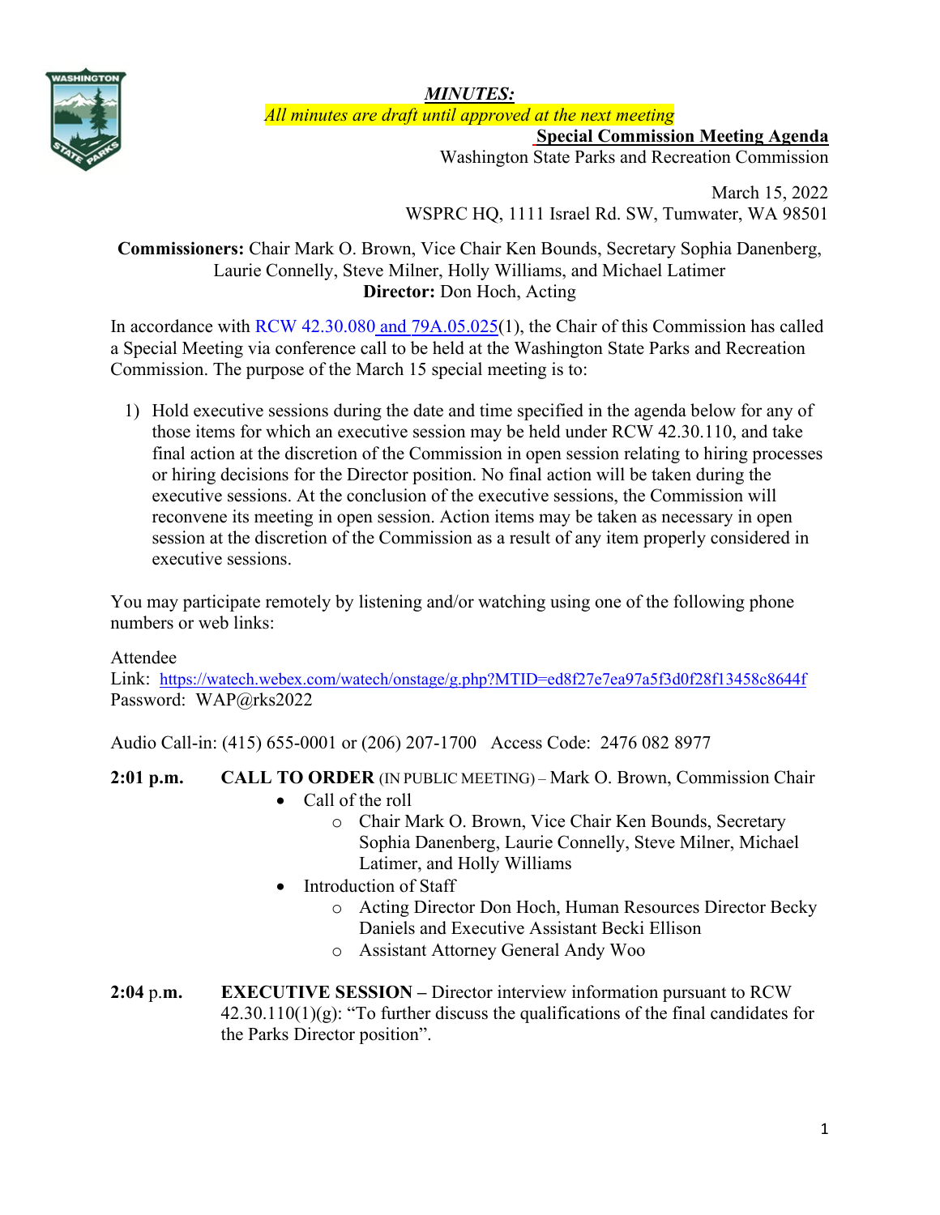***MINUTES:***

*All minutes are draft until approved at the next meeting*

**Special Commission Meeting Agenda**

Washington State Parks and Recreation Commission

March 15, 2022

WSPRC HQ, 1111 Israel Rd. SW, Tumwater, WA 98501

**Commissioners:** Chair Mark O. Brown, Vice Chair Ken Bounds, Secretary Sophia Danenberg, Laurie Connelly, Steve Milner, Holly Williams, and Michael Latimer

**Director:** Don Hoch, Acting

In accordance with RCW 42.30.080 and 79A.05.025(1), the Chair of this Commission has called a Special Meeting via conference call to be held at the Washington State Parks and Recreation Commission. The purpose of the March 15 special meeting is to:

1) Hold executive sessions during the date and time specified in the agenda below for any of those items for which an executive session may be held under RCW 42.30.110, and take final action at the discretion of the Commission in open session relating to hiring processes or hiring decisions for the Director position. No final action will be taken during the executive sessions. At the conclusion of the executive sessions, the Commission will reconvene its meeting in open session. Action items may be taken as necessary in open session at the discretion of the Commission as a result of any item properly considered in executive sessions.

You may participate remotely by listening and/or watching using one of the following phone numbers or web links:

Attendee

Link: https://watech.webex.com/watech/onstage/g.php?MTID=ed8f27e7ea97a5f3d0f28f13458c8644f

Password: WAP@rks2022

Audio Call-in: (415) 655-0001 or (206) 207-1700 Access Code: 2476 082 8977

**2:01 p.m.** **CALL TO ORDER** (IN PUBLIC MEETING) – Mark O. Brown, Commission Chair

- Call of the roll
  - Chair Mark O. Brown, Vice Chair Ken Bounds, Secretary Sophia Danenberg, Laurie Connelly, Steve Milner, Michael Latimer, and Holly Williams
- Introduction of Staff
  - Acting Director Don Hoch, Human Resources Director Becky Daniels and Executive Assistant Becki Ellison
  - Assistant Attorney General Andy Woo

**2:04 p.m.** **EXECUTIVE SESSION –** Director interview information pursuant to RCW 42.30.110(1)(g): "To further discuss the qualifications of the final candidates for the Parks Director position".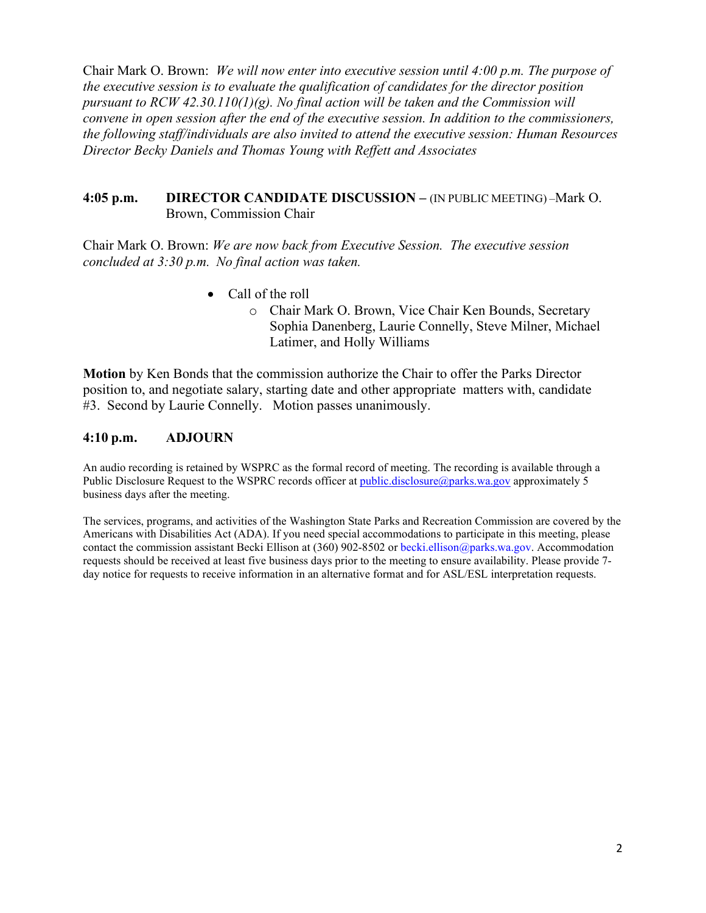Chair Mark O. Brown: *We will now enter into executive session until 4:00 p.m. The purpose of the executive session is to evaluate the qualification of candidates for the director position pursuant to RCW 42.30.110(1)(g). No final action will be taken and the Commission will convene in open session after the end of the executive session. In addition to the commissioners, the following staff/individuals are also invited to attend the executive session: Human Resources Director Becky Daniels and Thomas Young with Reffett and Associates*

**4:05 p.m.** **DIRECTOR CANDIDATE DISCUSSION –** (IN PUBLIC MEETING) –Mark O. Brown, Commission Chair

Chair Mark O. Brown: *We are now back from Executive Session. The executive session concluded at 3:30 p.m. No final action was taken.*

- Call of the roll
  - Chair Mark O. Brown, Vice Chair Ken Bounds, Secretary Sophia Danenberg, Laurie Connelly, Steve Milner, Michael Latimer, and Holly Williams

**Motion** by Ken Bonds that the commission authorize the Chair to offer the Parks Director position to, and negotiate salary, starting date and other appropriate matters with, candidate #3. Second by Laurie Connelly. Motion passes unanimously.

**4:10 p.m.** **ADJOURN**

An audio recording is retained by WSPRC as the formal record of meeting. The recording is available through a Public Disclosure Request to the WSPRC records officer at public.disclosure@parks.wa.gov approximately 5 business days after the meeting.

The services, programs, and activities of the Washington State Parks and Recreation Commission are covered by the Americans with Disabilities Act (ADA). If you need special accommodations to participate in this meeting, please contact the commission assistant Becki Ellison at (360) 902-8502 or becki.ellison@parks.wa.gov. Accommodation requests should be received at least five business days prior to the meeting to ensure availability. Please provide 7-day notice for requests to receive information in an alternative format and for ASL/ESL interpretation requests.